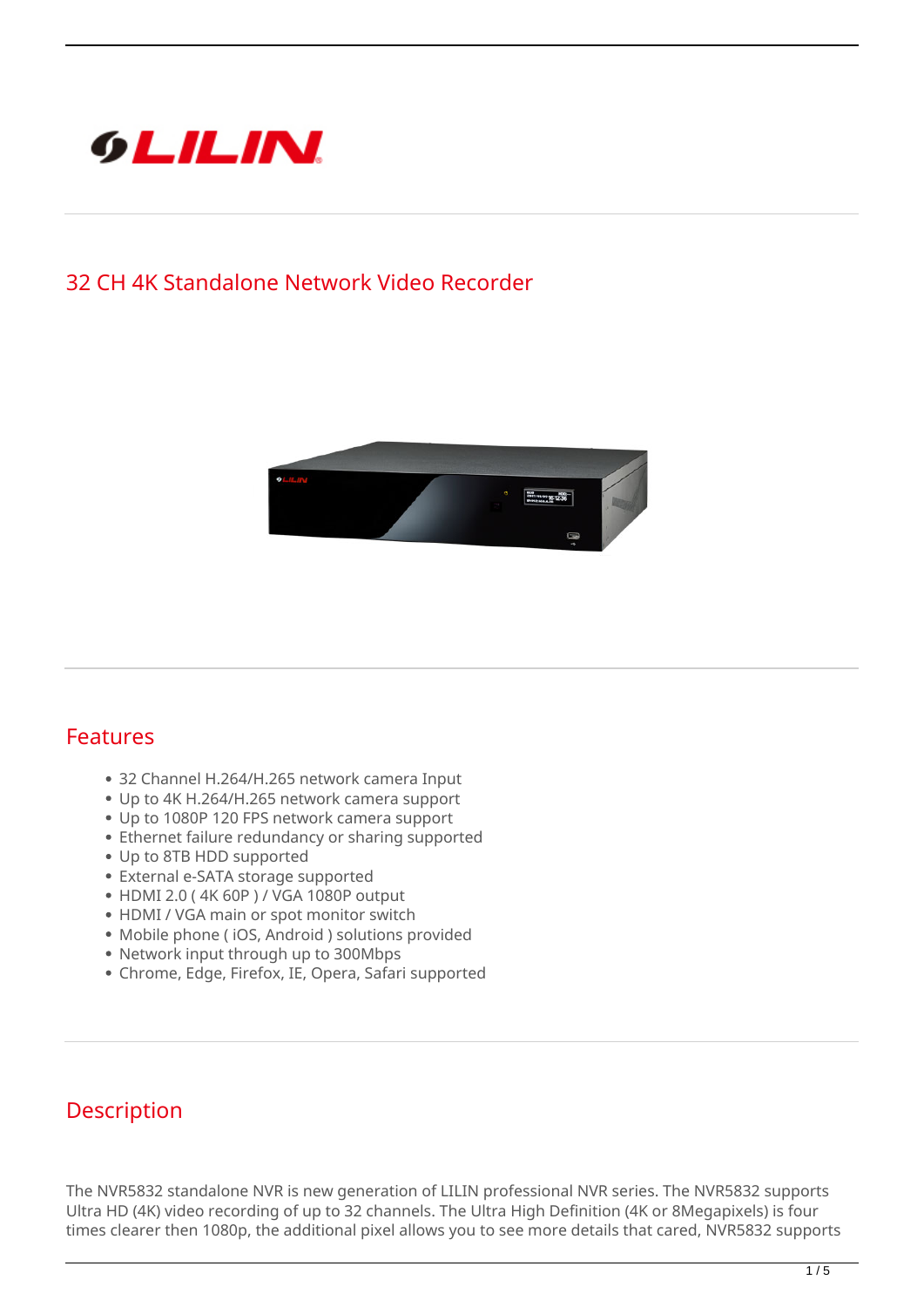# 32 CH 4K Standalone Network Video Recorder

## Features

- 32 Channel H.264/H.265 network camera Input
- Up to 4K H.264/H.265 network camera support
- Up to 1080P 120 FPS network camera support
- Ethernet failure redundancy or sharing supported
- Up to 8TB HDD supported
- External e-SATA storage supported
- HDMI 2.0 ( 4K 60P ) / VGA 1080P output
- HDMI / VGA main or spot monitor switch
- Mobile phone ( iOS, Android ) solutions provided
- Network input through up to 300Mbps
- Chrome, Edge, Firefox, IE, Opera, Safari supported

## Description

The NVR5832 standalone NVR is new generation of LILIN professional NVR series. The NVR5832 supports Ultra HD (4K) video recording of up to 32 channels. The Ultra High Definition (4K or 8Megapixels) is four times clearer then 1080p, the additional pixel allows you to see more details that cared, NVR5832 supports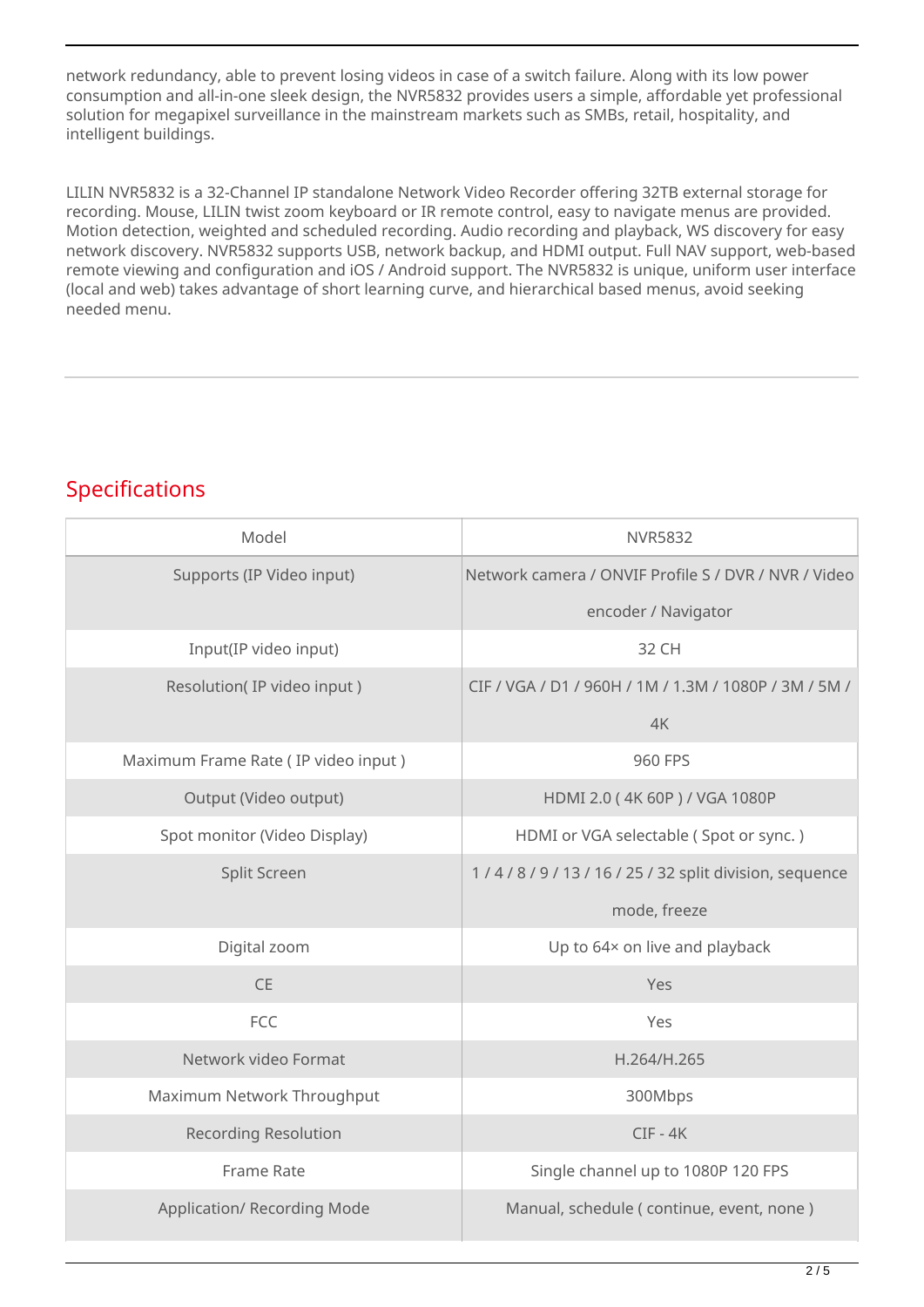network redundancy, able to prevent losing videos in case of a switch failure. Along with its low power consumption and all-in-one sleek design, the NVR5832 provides users a simple, affordable yet professional solution for megapixel surveillance in the mainstream markets such as SMBs, retail, hospitality, and intelligent buildings.

LILIN NVR5832 is a 32-Channel IP standalone Network Video Recorder offering 32TB external storage for recording. Mouse, LILIN twist zoom keyboard or IR remote control, easy to navigate menus are provided. Motion detection, weighted and scheduled recording. Audio recording and playback, WS discovery for easy network discovery. NVR5832 supports USB, network backup, and HDMI output. Full NAV support, web-based remote viewing and configuration and iOS / Android support. The NVR5832 is unique, uniform user interface (local and web) takes advantage of short learning curve, and hierarchical based menus, avoid seeking needed menu.

## Specifications

| Model | NVR5832 |
|---|---|
| Supports (IP Video input) | Network camera / ONVIF Profile S / DVR / NVR / Video encoder / Navigator |
| Input(IP video input) | 32 CH |
| Resolution( IP video input ) | CIF / VGA / D1 / 960H / 1M / 1.3M / 1080P / 3M / 5M / 4K |
| Maximum Frame Rate ( IP video input ) | 960 FPS |
| Output (Video output) | HDMI 2.0 ( 4K 60P ) / VGA 1080P |
| Spot monitor (Video Display) | HDMI or VGA selectable ( Spot or sync. ) |
| Split Screen | 1 / 4 / 8 / 9 / 13 / 16 / 25 / 32 split division, sequence mode, freeze |
| Digital zoom | Up to 64× on live and playback |
| CE | Yes |
| FCC | Yes |
| Network video Format | H.264/H.265 |
| Maximum Network Throughput | 300Mbps |
| Recording Resolution | CIF - 4K |
| Frame Rate | Single channel up to 1080P 120 FPS |
| Application/ Recording Mode | Manual, schedule ( continue, event, none ) |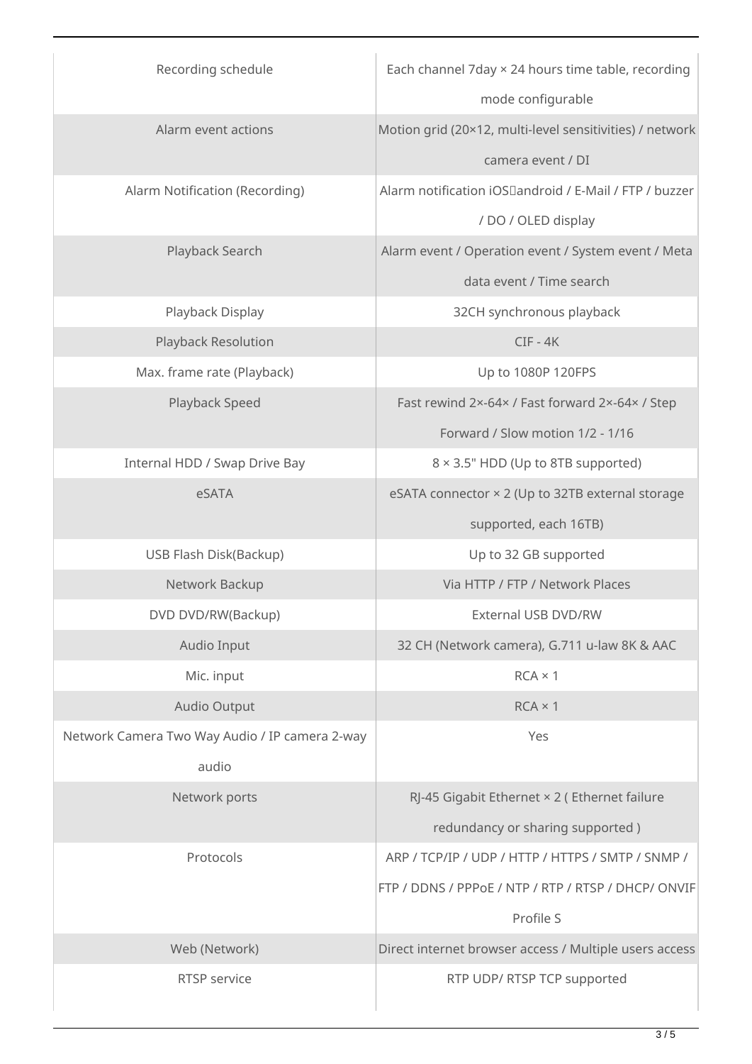| Recording schedule | Each channel 7day × 24 hours time table, recording mode configurable |
|---|---|
| Alarm event actions | Motion grid (20×12, multi-level sensitivities) / network camera event / DI |
| Alarm Notification (Recording) | Alarm notification iOS、android / E-Mail / FTP / buzzer / DO / OLED display |
| Playback Search | Alarm event / Operation event / System event / Meta data event / Time search |
| Playback Display | 32CH synchronous playback |
| Playback Resolution | CIF - 4K |
| Max. frame rate (Playback) | Up to 1080P 120FPS |
| Playback Speed | Fast rewind 2×-64× / Fast forward 2×-64× / Step Forward / Slow motion 1/2 - 1/16 |
| Internal HDD / Swap Drive Bay | 8 × 3.5" HDD (Up to 8TB supported) |
| eSATA | eSATA connector × 2 (Up to 32TB external storage supported, each 16TB) |
| USB Flash Disk(Backup) | Up to 32 GB supported |
| Network Backup | Via HTTP / FTP / Network Places |
| DVD DVD/RW(Backup) | External USB DVD/RW |
| Audio Input | 32 CH (Network camera), G.711 u-law 8K & AAC |
| Mic. input | RCA × 1 |
| Audio Output | RCA × 1 |
| Network Camera Two Way Audio / IP camera 2-way audio | Yes |
| Network ports | RJ-45 Gigabit Ethernet × 2 ( Ethernet failure redundancy or sharing supported ) |
| Protocols | ARP / TCP/IP / UDP / HTTP / HTTPS / SMTP / SNMP / FTP / DDNS / PPPoE / NTP / RTP / RTSP / DHCP/ ONVIF Profile S |
| Web (Network) | Direct internet browser access / Multiple users access |
| RTSP service | RTP UDP/ RTSP TCP supported |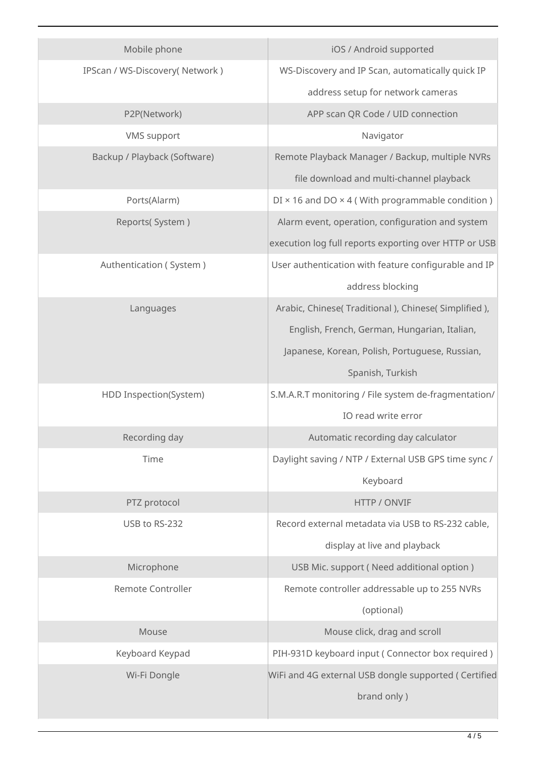| Mobile phone | iOS / Android supported |
|---|---|
| IPScan / WS-Discovery( Network ) | WS-Discovery and IP Scan, automatically quick IP address setup for network cameras |
| P2P(Network) | APP scan QR Code / UID connection |
| VMS support | Navigator |
| Backup / Playback (Software) | Remote Playback Manager / Backup, multiple NVRs file download and multi-channel playback |
| Ports(Alarm) | DI × 16 and DO × 4 ( With programmable condition ) |
| Reports( System ) | Alarm event, operation, configuration and system execution log full reports exporting over HTTP or USB |
| Authentication ( System ) | User authentication with feature configurable and IP address blocking |
| Languages | Arabic, Chinese( Traditional ), Chinese( Simplified ), English, French, German, Hungarian, Italian, Japanese, Korean, Polish, Portuguese, Russian, Spanish, Turkish |
| HDD Inspection(System) | S.M.A.R.T monitoring / File system de-fragmentation/ IO read write error |
| Recording day | Automatic recording day calculator |
| Time | Daylight saving / NTP / External USB GPS time sync / Keyboard |
| PTZ protocol | HTTP / ONVIF |
| USB to RS-232 | Record external metadata via USB to RS-232 cable, display at live and playback |
| Microphone | USB Mic. support ( Need additional option ) |
| Remote Controller | Remote controller addressable up to 255 NVRs (optional) |
| Mouse | Mouse click, drag and scroll |
| Keyboard Keypad | PIH-931D keyboard input ( Connector box required ) |
| Wi-Fi Dongle | WiFi and 4G external USB dongle supported ( Certified brand only ) |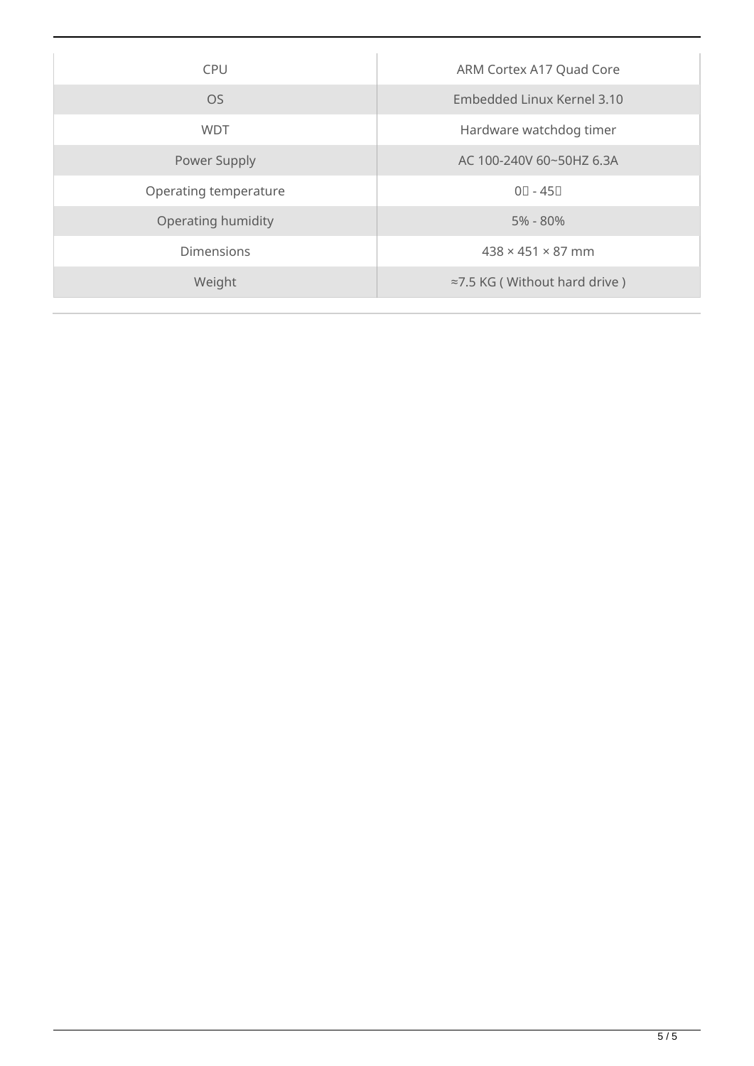| | |
|---|---|
| CPU | ARM Cortex A17 Quad Core |
| OS | Embedded Linux Kernel 3.10 |
| WDT | Hardware watchdog timer |
| Power Supply | AC 100-240V 60~50HZ 6.3A |
| Operating temperature | 0 - 45 |
| Operating humidity | 5% - 80% |
| Dimensions | 438 × 451 × 87 mm |
| Weight | ≈7.5 KG ( Without hard drive ) |